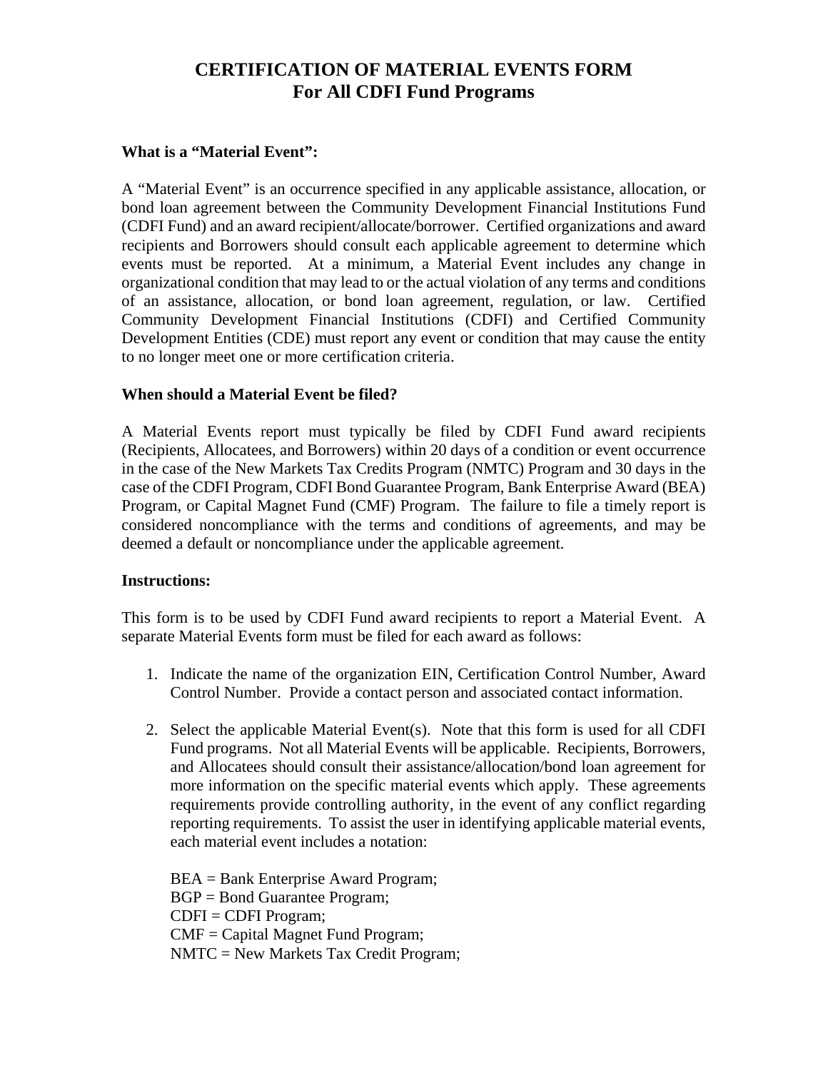# CERTIFICATION OF MATERIAL EVENTS FORM
# For All CDFI Fund Programs

**What is a "Material Event":**

A "Material Event" is an occurrence specified in any applicable assistance, allocation, or bond loan agreement between the Community Development Financial Institutions Fund (CDFI Fund) and an award recipient/allocate/borrower. Certified organizations and award recipients and Borrowers should consult each applicable agreement to determine which events must be reported. At a minimum, a Material Event includes any change in organizational condition that may lead to or the actual violation of any terms and conditions of an assistance, allocation, or bond loan agreement, regulation, or law. Certified Community Development Financial Institutions (CDFI) and Certified Community Development Entities (CDE) must report any event or condition that may cause the entity to no longer meet one or more certification criteria.

**When should a Material Event be filed?**

A Material Events report must typically be filed by CDFI Fund award recipients (Recipients, Allocatees, and Borrowers) within 20 days of a condition or event occurrence in the case of the New Markets Tax Credits Program (NMTC) Program and 30 days in the case of the CDFI Program, CDFI Bond Guarantee Program, Bank Enterprise Award (BEA) Program, or Capital Magnet Fund (CMF) Program. The failure to file a timely report is considered noncompliance with the terms and conditions of agreements, and may be deemed a default or noncompliance under the applicable agreement.

**Instructions:**

This form is to be used by CDFI Fund award recipients to report a Material Event. A separate Material Events form must be filed for each award as follows:

1. Indicate the name of the organization EIN, Certification Control Number, Award Control Number. Provide a contact person and associated contact information.

2. Select the applicable Material Event(s). Note that this form is used for all CDFI Fund programs. Not all Material Events will be applicable. Recipients, Borrowers, and Allocatees should consult their assistance/allocation/bond loan agreement for more information on the specific material events which apply. These agreements requirements provide controlling authority, in the event of any conflict regarding reporting requirements. To assist the user in identifying applicable material events, each material event includes a notation:

   BEA = Bank Enterprise Award Program;
   BGP = Bond Guarantee Program;
   CDFI = CDFI Program;
   CMF = Capital Magnet Fund Program;
   NMTC = New Markets Tax Credit Program;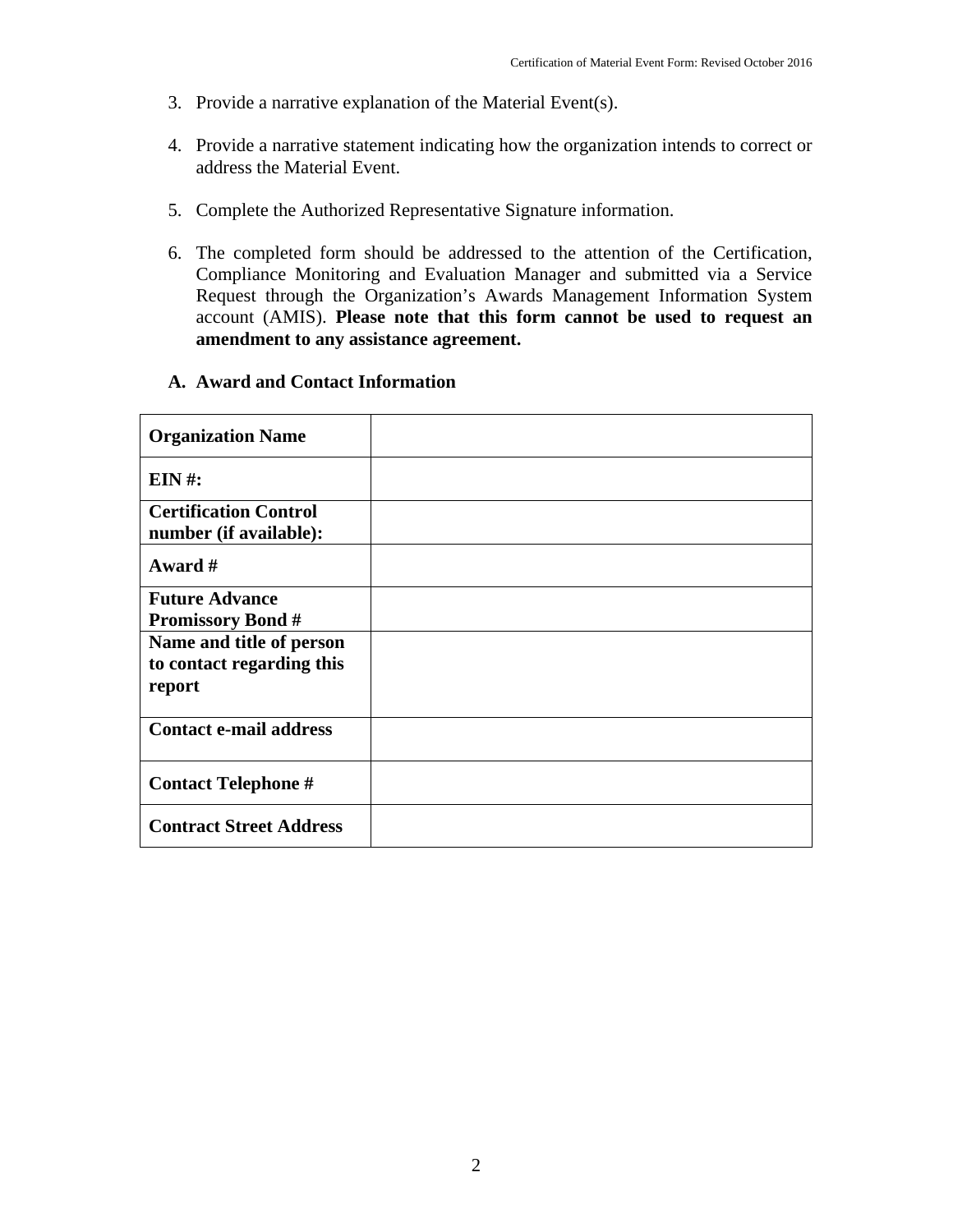3. Provide a narrative explanation of the Material Event(s).

4. Provide a narrative statement indicating how the organization intends to correct or address the Material Event.

5. Complete the Authorized Representative Signature information.

6. The completed form should be addressed to the attention of the Certification, Compliance Monitoring and Evaluation Manager and submitted via a Service Request through the Organization's Awards Management Information System account (AMIS). **Please note that this form cannot be used to request an amendment to any assistance agreement.**

**A. Award and Contact Information**

| | |
|---|---|
| **Organization Name** | |
| **EIN #:** | |
| **Certification Control number (if available):** | |
| **Award #** | |
| **Future Advance Promissory Bond #** | |
| **Name and title of person to contact regarding this report** | |
| **Contact e-mail address** | |
| **Contact Telephone #** | |
| **Contract Street Address** | |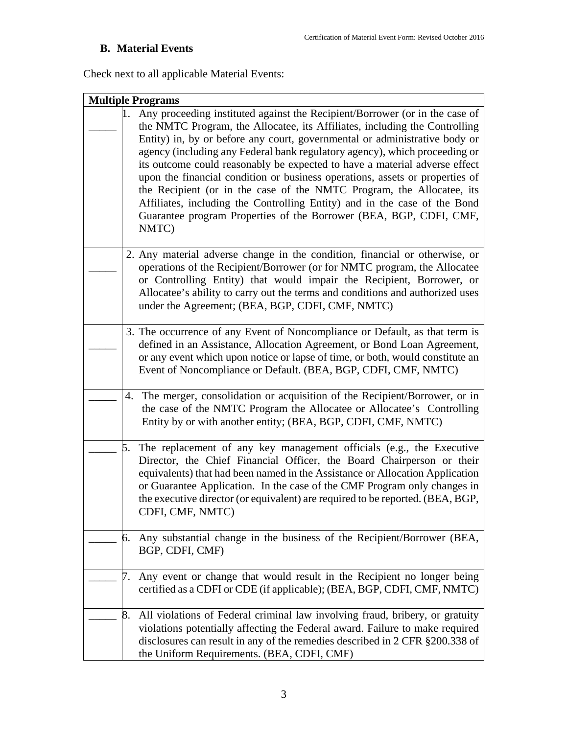### B. Material Events

Check next to all applicable Material Events:

| Multiple Programs | |
|---|---|
| _____ | 1. Any proceeding instituted against the Recipient/Borrower (or in the case of the NMTC Program, the Allocatee, its Affiliates, including the Controlling Entity) in, by or before any court, governmental or administrative body or agency (including any Federal bank regulatory agency), which proceeding or its outcome could reasonably be expected to have a material adverse effect upon the financial condition or business operations, assets or properties of the Recipient (or in the case of the NMTC Program, the Allocatee, its Affiliates, including the Controlling Entity) and in the case of the Bond Guarantee program Properties of the Borrower (BEA, BGP, CDFI, CMF, NMTC) |
| _____ | 2. Any material adverse change in the condition, financial or otherwise, or operations of the Recipient/Borrower (or for NMTC program, the Allocatee or Controlling Entity) that would impair the Recipient, Borrower, or Allocatee's ability to carry out the terms and conditions and authorized uses under the Agreement; (BEA, BGP, CDFI, CMF, NMTC) |
| _____ | 3. The occurrence of any Event of Noncompliance or Default, as that term is defined in an Assistance, Allocation Agreement, or Bond Loan Agreement, or any event which upon notice or lapse of time, or both, would constitute an Event of Noncompliance or Default. (BEA, BGP, CDFI, CMF, NMTC) |
| _____ | 4. The merger, consolidation or acquisition of the Recipient/Borrower, or in the case of the NMTC Program the Allocatee or Allocatee's Controlling Entity by or with another entity; (BEA, BGP, CDFI, CMF, NMTC) |
| _____ | 5. The replacement of any key management officials (e.g., the Executive Director, the Chief Financial Officer, the Board Chairperson or their equivalents) that had been named in the Assistance or Allocation Application or Guarantee Application. In the case of the CMF Program only changes in the executive director (or equivalent) are required to be reported. (BEA, BGP, CDFI, CMF, NMTC) |
| _____ | 6. Any substantial change in the business of the Recipient/Borrower (BEA, BGP, CDFI, CMF) |
| _____ | 7. Any event or change that would result in the Recipient no longer being certified as a CDFI or CDE (if applicable); (BEA, BGP, CDFI, CMF, NMTC) |
| _____ | 8. All violations of Federal criminal law involving fraud, bribery, or gratuity violations potentially affecting the Federal award. Failure to make required disclosures can result in any of the remedies described in 2 CFR §200.338 of the Uniform Requirements. (BEA, CDFI, CMF) |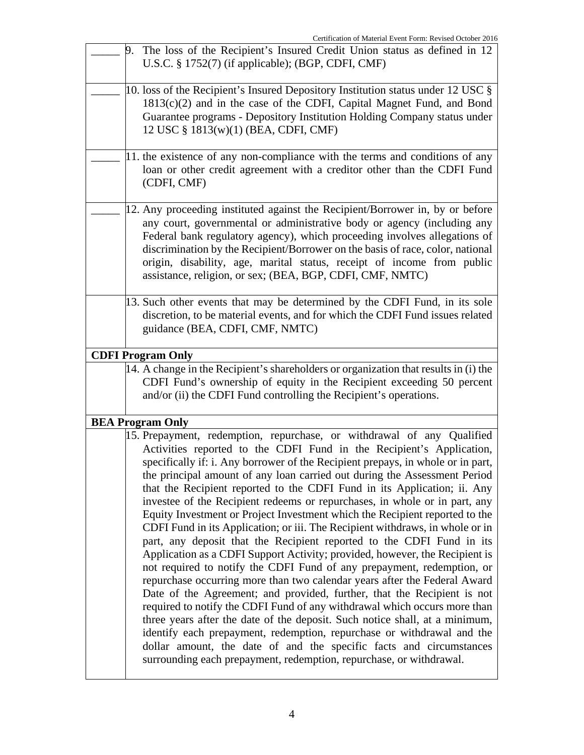| | |
|---|---|
| _____ | 9. The loss of the Recipient's Insured Credit Union status as defined in 12 U.S.C. § 1752(7) (if applicable); (BGP, CDFI, CMF) |
| _____ | 10. loss of the Recipient's Insured Depository Institution status under 12 USC § 1813(c)(2) and in the case of the CDFI, Capital Magnet Fund, and Bond Guarantee programs - Depository Institution Holding Company status under 12 USC § 1813(w)(1) (BEA, CDFI, CMF) |
| _____ | 11. the existence of any non-compliance with the terms and conditions of any loan or other credit agreement with a creditor other than the CDFI Fund (CDFI, CMF) |
| _____ | 12. Any proceeding instituted against the Recipient/Borrower in, by or before any court, governmental or administrative body or agency (including any Federal bank regulatory agency), which proceeding involves allegations of discrimination by the Recipient/Borrower on the basis of race, color, national origin, disability, age, marital status, receipt of income from public assistance, religion, or sex; (BEA, BGP, CDFI, CMF, NMTC) |
| | 13. Such other events that may be determined by the CDFI Fund, in its sole discretion, to be material events, and for which the CDFI Fund issues related guidance (BEA, CDFI, CMF, NMTC) |
| **CDFI Program Only** | |
| | 14. A change in the Recipient's shareholders or organization that results in (i) the CDFI Fund's ownership of equity in the Recipient exceeding 50 percent and/or (ii) the CDFI Fund controlling the Recipient's operations. |
| **BEA Program Only** | |
| | 15. Prepayment, redemption, repurchase, or withdrawal of any Qualified Activities reported to the CDFI Fund in the Recipient's Application, specifically if: i. Any borrower of the Recipient prepays, in whole or in part, the principal amount of any loan carried out during the Assessment Period that the Recipient reported to the CDFI Fund in its Application; ii. Any investee of the Recipient redeems or repurchases, in whole or in part, any Equity Investment or Project Investment which the Recipient reported to the CDFI Fund in its Application; or iii. The Recipient withdraws, in whole or in part, any deposit that the Recipient reported to the CDFI Fund in its Application as a CDFI Support Activity; provided, however, the Recipient is not required to notify the CDFI Fund of any prepayment, redemption, or repurchase occurring more than two calendar years after the Federal Award Date of the Agreement; and provided, further, that the Recipient is not required to notify the CDFI Fund of any withdrawal which occurs more than three years after the date of the deposit. Such notice shall, at a minimum, identify each prepayment, redemption, repurchase or withdrawal and the dollar amount, the date of and the specific facts and circumstances surrounding each prepayment, redemption, repurchase, or withdrawal. |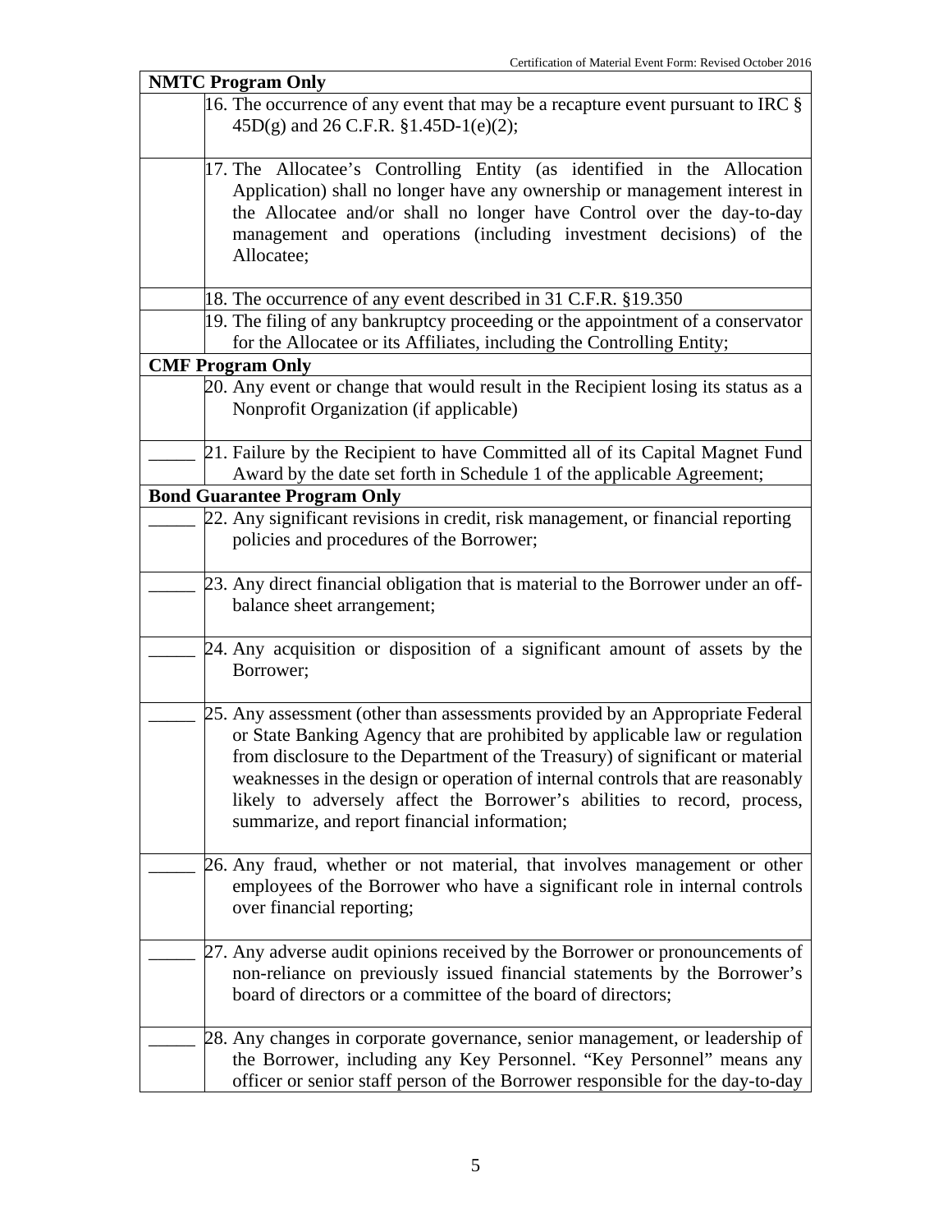| NMTC Program Only | |
|---|---|
| | 16. The occurrence of any event that may be a recapture event pursuant to IRC § 45D(g) and 26 C.F.R. §1.45D-1(e)(2); |
| | 17. The Allocatee's Controlling Entity (as identified in the Allocation Application) shall no longer have any ownership or management interest in the Allocatee and/or shall no longer have Control over the day-to-day management and operations (including investment decisions) of the Allocatee; |
| | 18. The occurrence of any event described in 31 C.F.R. §19.350 |
| | 19. The filing of any bankruptcy proceeding or the appointment of a conservator for the Allocatee or its Affiliates, including the Controlling Entity; |
| **CMF Program Only** | |
| | 20. Any event or change that would result in the Recipient losing its status as a Nonprofit Organization (if applicable) |
| _____ | 21. Failure by the Recipient to have Committed all of its Capital Magnet Fund Award by the date set forth in Schedule 1 of the applicable Agreement; |
| **Bond Guarantee Program Only** | |
| _____ | 22. Any significant revisions in credit, risk management, or financial reporting policies and procedures of the Borrower; |
| _____ | 23. Any direct financial obligation that is material to the Borrower under an off-balance sheet arrangement; |
| _____ | 24. Any acquisition or disposition of a significant amount of assets by the Borrower; |
| _____ | 25. Any assessment (other than assessments provided by an Appropriate Federal or State Banking Agency that are prohibited by applicable law or regulation from disclosure to the Department of the Treasury) of significant or material weaknesses in the design or operation of internal controls that are reasonably likely to adversely affect the Borrower's abilities to record, process, summarize, and report financial information; |
| _____ | 26. Any fraud, whether or not material, that involves management or other employees of the Borrower who have a significant role in internal controls over financial reporting; |
| _____ | 27. Any adverse audit opinions received by the Borrower or pronouncements of non-reliance on previously issued financial statements by the Borrower's board of directors or a committee of the board of directors; |
| _____ | 28. Any changes in corporate governance, senior management, or leadership of the Borrower, including any Key Personnel. "Key Personnel" means any officer or senior staff person of the Borrower responsible for the day-to-day |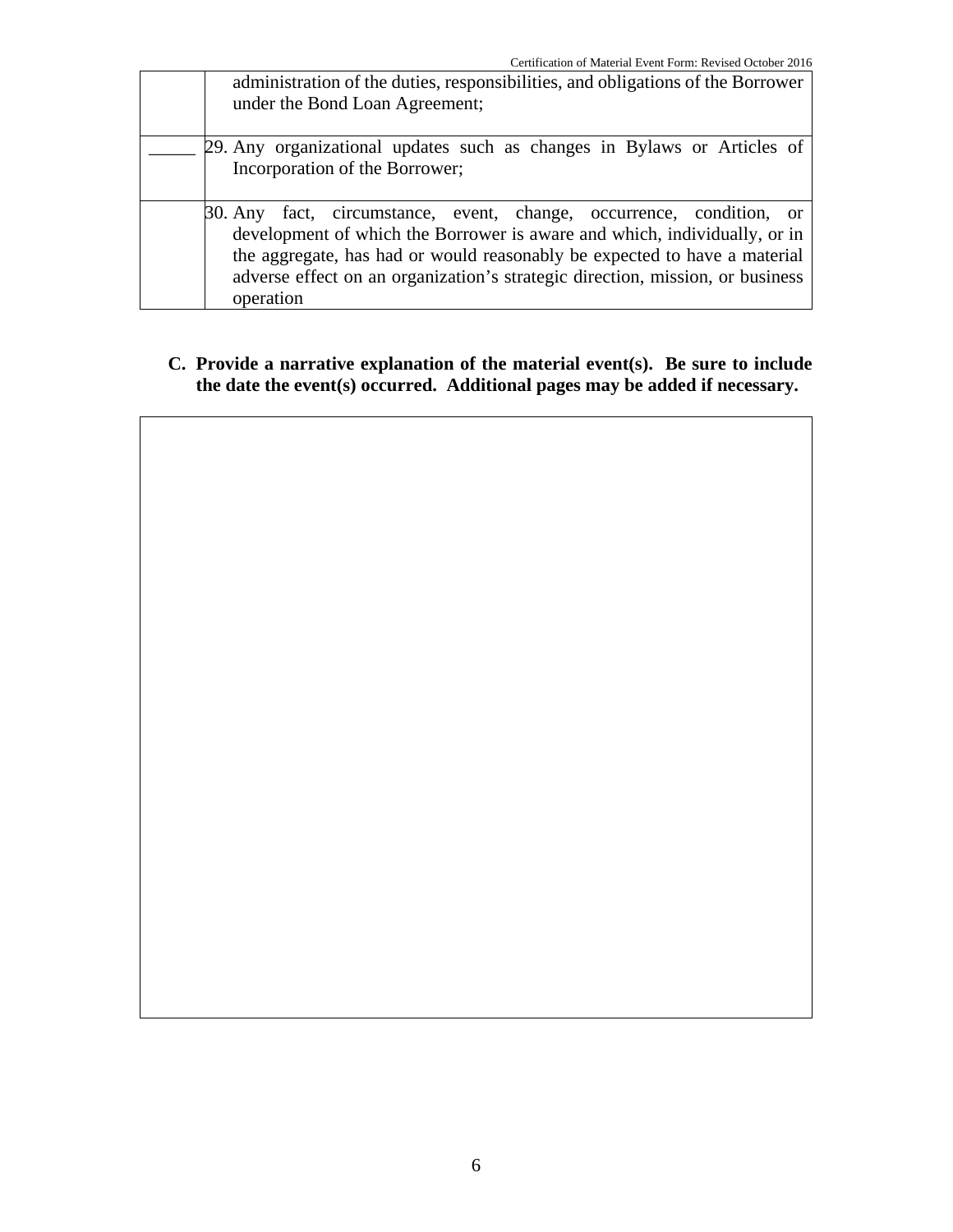| | |
|---|---|
| | administration of the duties, responsibilities, and obligations of the Borrower under the Bond Loan Agreement; |
| _____ | 29. Any organizational updates such as changes in Bylaws or Articles of Incorporation of the Borrower; |
| | 30. Any fact, circumstance, event, change, occurrence, condition, or development of which the Borrower is aware and which, individually, or in the aggregate, has had or would reasonably be expected to have a material adverse effect on an organization's strategic direction, mission, or business operation |

**C. Provide a narrative explanation of the material event(s). Be sure to include the date the event(s) occurred. Additional pages may be added if necessary.**

| |
|---|
| |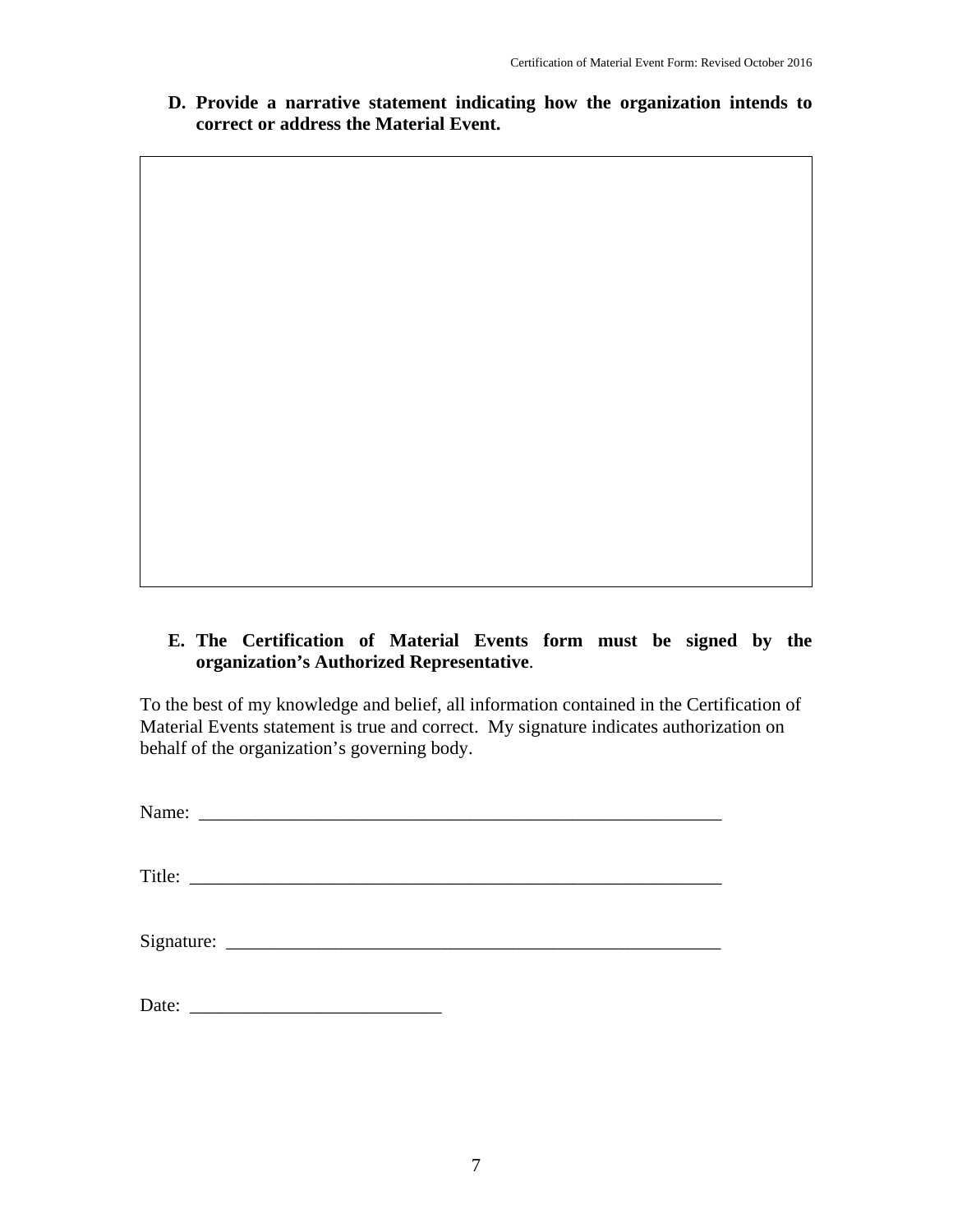**D. Provide a narrative statement indicating how the organization intends to correct or address the Material Event.**

|  |
|---|
|  |

**E. The Certification of Material Events form must be signed by the organization's Authorized Representative**.

To the best of my knowledge and belief, all information contained in the Certification of Material Events statement is true and correct. My signature indicates authorization on behalf of the organization's governing body.

Name: ___________________________________________________________

Title: ___________________________________________________________

Signature: _______________________________________________________

Date: ___________________________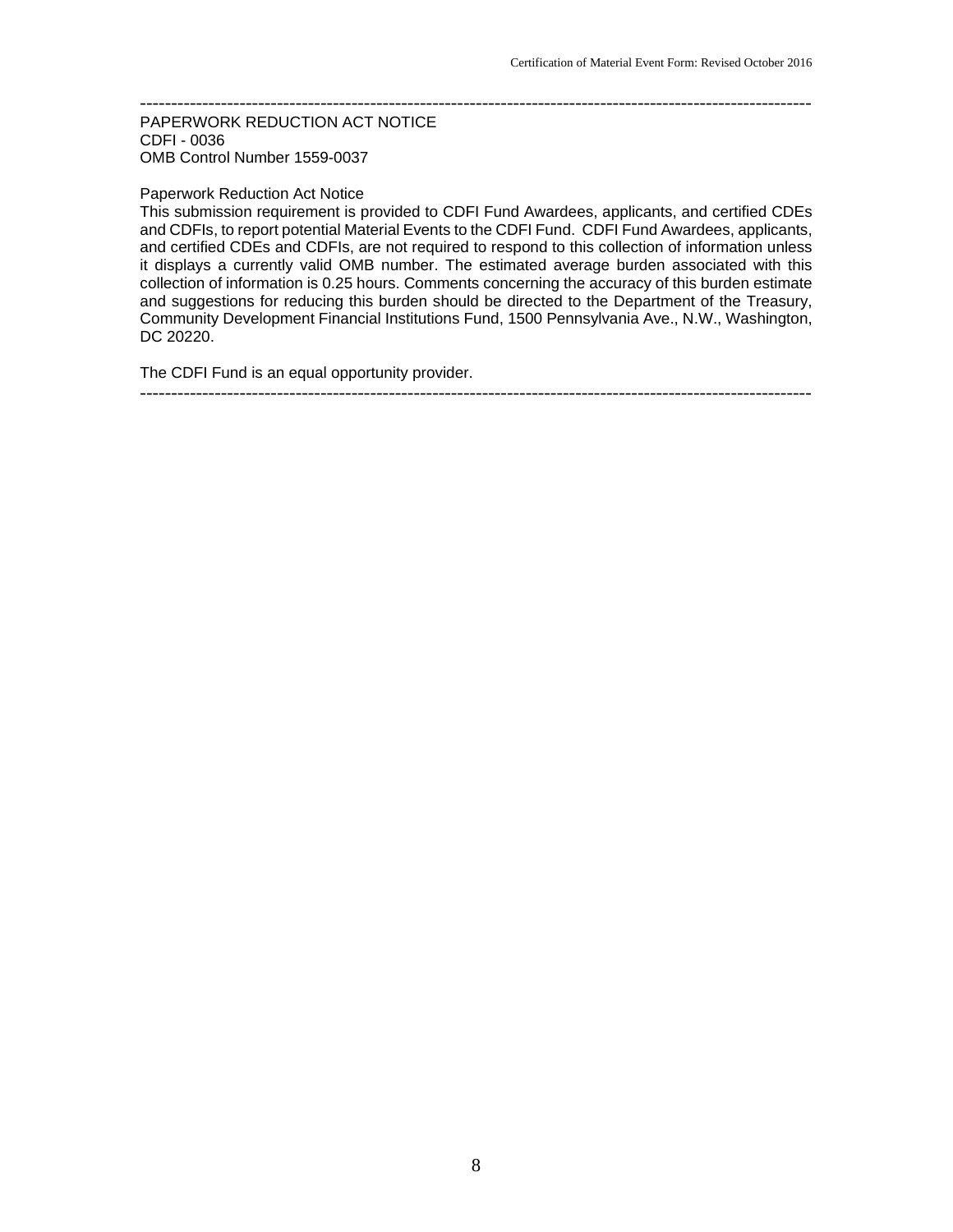---

PAPERWORK REDUCTION ACT NOTICE
CDFI - 0036
OMB Control Number 1559-0037

Paperwork Reduction Act Notice
This submission requirement is provided to CDFI Fund Awardees, applicants, and certified CDEs and CDFIs, to report potential Material Events to the CDFI Fund. CDFI Fund Awardees, applicants, and certified CDEs and CDFIs, are not required to respond to this collection of information unless it displays a currently valid OMB number. The estimated average burden associated with this collection of information is 0.25 hours. Comments concerning the accuracy of this burden estimate and suggestions for reducing this burden should be directed to the Department of the Treasury, Community Development Financial Institutions Fund, 1500 Pennsylvania Ave., N.W., Washington, DC 20220.

The CDFI Fund is an equal opportunity provider.

---